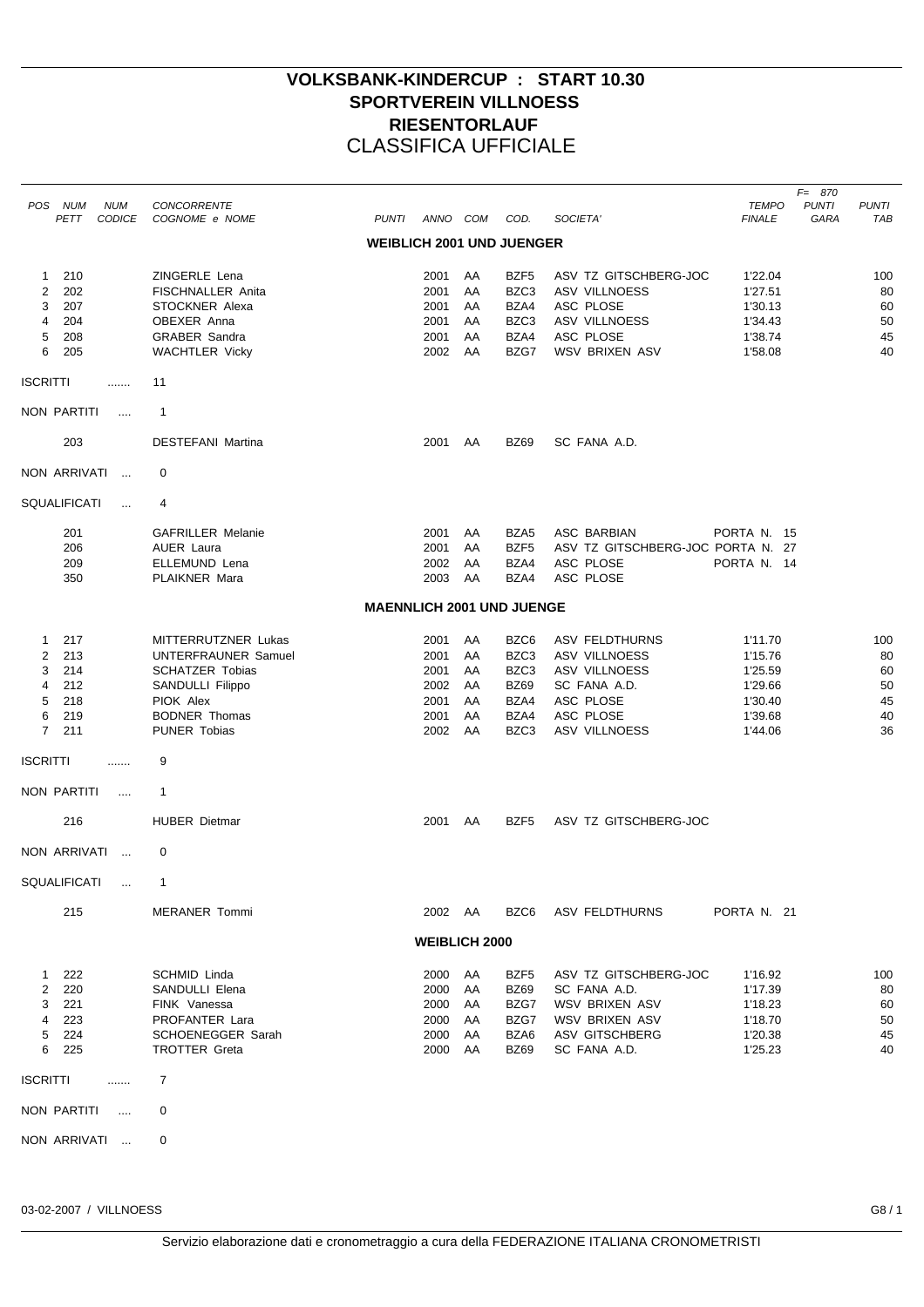# VOLKSBANK-KINDERCUP : START 10.30
# SPORTVEREIN VILLNOESS
# RIESENTORLAUF
# CLASSIFICA UFFICIALE

| POS | NUM PETT | NUM CODICE | CONCORRENTE COGNOME e NOME | PUNTI | ANNO | COM | COD. | SOCIETA' | TEMPO FINALE | F= 870 PUNTI GARA | PUNTI TAB |
|---|---|---|---|---|---|---|---|---|---|---|---|
| | | | **WEIBLICH 2001 UND JUENGER** | | | | | | | | |
| 1 | 210 | | ZINGERLE Lena | | 2001 | AA | BZF5 | ASV TZ GITSCHBERG-JOC | 1'22.04 | | 100 |
| 2 | 202 | | FISCHNALLER Anita | | 2001 | AA | BZC3 | ASV VILLNOESS | 1'27.51 | | 80 |
| 3 | 207 | | STOCKNER Alexa | | 2001 | AA | BZA4 | ASC PLOSE | 1'30.13 | | 60 |
| 4 | 204 | | OBEXER Anna | | 2001 | AA | BZC3 | ASV VILLNOESS | 1'34.43 | | 50 |
| 5 | 208 | | GRABER Sandra | | 2001 | AA | BZA4 | ASC PLOSE | 1'38.74 | | 45 |
| 6 | 205 | | WACHTLER Vicky | | 2002 | AA | BZG7 | WSV BRIXEN ASV | 1'58.08 | | 40 |
| ISCRITTI ....... | | | 11 | | | | | | | | |
| NON PARTITI .... | | | 1 | | | | | | | | |
| | 203 | | DESTEFANI Martina | | 2001 | AA | BZ69 | SC FANA A.D. | | | |
| NON ARRIVATI ... | | | 0 | | | | | | | | |
| SQUALIFICATI ... | | | 4 | | | | | | | | |
| | 201 | | GAFRILLER Melanie | | 2001 | AA | BZA5 | ASC BARBIAN | PORTA N. 15 | | |
| | 206 | | AUER Laura | | 2001 | AA | BZF5 | ASV TZ GITSCHBERG-JOC | PORTA N. 27 | | |
| | 209 | | ELLEMUND Lena | | 2002 | AA | BZA4 | ASC PLOSE | PORTA N. 14 | | |
| | 350 | | PLAIKNER Mara | | 2003 | AA | BZA4 | ASC PLOSE | | | |
| | | | **MAENNLICH 2001 UND JUENGE** | | | | | | | | |
| 1 | 217 | | MITTERRUTZNER Lukas | | 2001 | AA | BZC6 | ASV FELDTHURNS | 1'11.70 | | 100 |
| 2 | 213 | | UNTERFRAUNER Samuel | | 2001 | AA | BZC3 | ASV VILLNOESS | 1'15.76 | | 80 |
| 3 | 214 | | SCHATZER Tobias | | 2001 | AA | BZC3 | ASV VILLNOESS | 1'25.59 | | 60 |
| 4 | 212 | | SANDULLI Filippo | | 2002 | AA | BZ69 | SC FANA A.D. | 1'29.66 | | 50 |
| 5 | 218 | | PIOK Alex | | 2001 | AA | BZA4 | ASC PLOSE | 1'30.40 | | 45 |
| 6 | 219 | | BODNER Thomas | | 2001 | AA | BZA4 | ASC PLOSE | 1'39.68 | | 40 |
| 7 | 211 | | PUNER Tobias | | 2002 | AA | BZC3 | ASV VILLNOESS | 1'44.06 | | 36 |
| ISCRITTI ....... | | | 9 | | | | | | | | |
| NON PARTITI .... | | | 1 | | | | | | | | |
| | 216 | | HUBER Dietmar | | 2001 | AA | BZF5 | ASV TZ GITSCHBERG-JOC | | | |
| NON ARRIVATI ... | | | 0 | | | | | | | | |
| SQUALIFICATI ... | | | 1 | | | | | | | | |
| | 215 | | MERANER Tommi | | 2002 | AA | BZC6 | ASV FELDTHURNS | PORTA N. 21 | | |
| | | | **WEIBLICH 2000** | | | | | | | | |
| 1 | 222 | | SCHMID Linda | | 2000 | AA | BZF5 | ASV TZ GITSCHBERG-JOC | 1'16.92 | | 100 |
| 2 | 220 | | SANDULLI Elena | | 2000 | AA | BZ69 | SC FANA A.D. | 1'17.39 | | 80 |
| 3 | 221 | | FINK Vanessa | | 2000 | AA | BZG7 | WSV BRIXEN ASV | 1'18.23 | | 60 |
| 4 | 223 | | PROFANTER Lara | | 2000 | AA | BZG7 | WSV BRIXEN ASV | 1'18.70 | | 50 |
| 5 | 224 | | SCHOENEGGER Sarah | | 2000 | AA | BZA6 | ASV GITSCHBERG | 1'20.38 | | 45 |
| 6 | 225 | | TROTTER Greta | | 2000 | AA | BZ69 | SC FANA A.D. | 1'25.23 | | 40 |
| ISCRITTI ....... | | | 7 | | | | | | | | |
| NON PARTITI .... | | | 0 | | | | | | | | |
| NON ARRIVATI ... | | | 0 | | | | | | | | |

03-02-2007 / VILLNOESS

Servizio elaborazione dati e cronometraggio a cura della FEDERAZIONE ITALIANA CRONOMETRISTI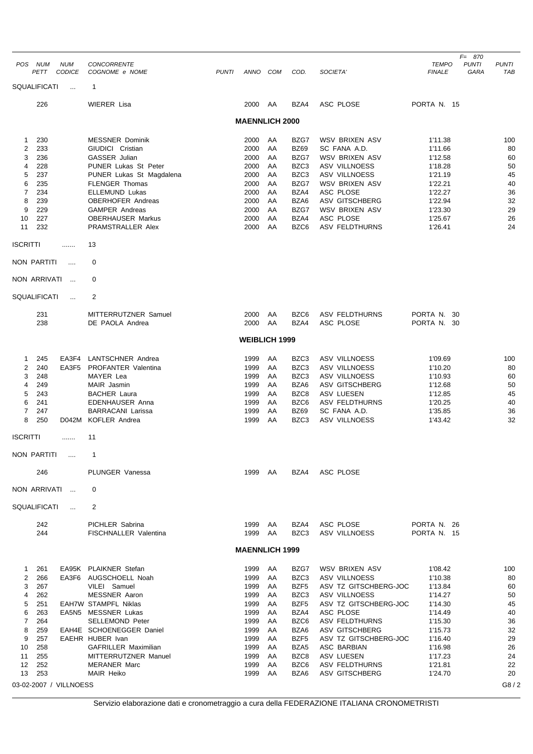| POS | NUM PETT | NUM CODICE | CONCORRENTE COGNOME e NOME | PUNTI | ANNO | COM | COD. | SOCIETA' | TEMPO FINALE | F= 870 PUNTI GARA | PUNTI TAB |
|---|---|---|---|---|---|---|---|---|---|---|---|

SQUALIFICATI ... 1

| NUM PETT | CONCORRENTE | ANNO | COM | COD. | SOCIETA' | |
|---|---|---|---|---|---|---|
| 226 | WIERER Lisa | 2000 | AA | BZA4 | ASC PLOSE | PORTA N. 15 |

## MAENNLICH 2000

| POS | NUM PETT | NUM CODICE | CONCORRENTE | PUNTI | ANNO | COM | COD. | SOCIETA' | TEMPO FINALE | PUNTI GARA | PUNTI TAB |
|---|---|---|---|---|---|---|---|---|---|---|---|
| 1 | 230 | | MESSNER Dominik | | 2000 | AA | BZG7 | WSV BRIXEN ASV | 1'11.38 | | 100 |
| 2 | 233 | | GIUDICI Cristian | | 2000 | AA | BZ69 | SC FANA A.D. | 1'11.66 | | 80 |
| 3 | 236 | | GASSER Julian | | 2000 | AA | BZG7 | WSV BRIXEN ASV | 1'12.58 | | 60 |
| 4 | 228 | | PUNER Lukas St Peter | | 2000 | AA | BZC3 | ASV VILLNOESS | 1'18.28 | | 50 |
| 5 | 237 | | PUNER Lukas St Magdalena | | 2000 | AA | BZC3 | ASV VILLNOESS | 1'21.19 | | 45 |
| 6 | 235 | | FLENGER Thomas | | 2000 | AA | BZG7 | WSV BRIXEN ASV | 1'22.21 | | 40 |
| 7 | 234 | | ELLEMUND Lukas | | 2000 | AA | BZA4 | ASC PLOSE | 1'22.27 | | 36 |
| 8 | 239 | | OBERHOFER Andreas | | 2000 | AA | BZA6 | ASV GITSCHBERG | 1'22.94 | | 32 |
| 9 | 229 | | GAMPER Andreas | | 2000 | AA | BZG7 | WSV BRIXEN ASV | 1'23.30 | | 29 |
| 10 | 227 | | OBERHAUSER Markus | | 2000 | AA | BZA4 | ASC PLOSE | 1'25.67 | | 26 |
| 11 | 232 | | PRAMSTRALLER Alex | | 2000 | AA | BZC6 | ASV FELDTHURNS | 1'26.41 | | 24 |

ISCRITTI ....... 13

NON PARTITI .... 0

NON ARRIVATI ... 0

SQUALIFICATI ... 2

| NUM PETT | CONCORRENTE | ANNO | COM | COD. | SOCIETA' | |
|---|---|---|---|---|---|---|
| 231 | MITTERRUTZNER Samuel | 2000 | AA | BZC6 | ASV FELDTHURNS | PORTA N. 30 |
| 238 | DE PAOLA Andrea | 2000 | AA | BZA4 | ASC PLOSE | PORTA N. 30 |

## WEIBLICH 1999

| POS | NUM PETT | NUM CODICE | CONCORRENTE | PUNTI | ANNO | COM | COD. | SOCIETA' | TEMPO FINALE | PUNTI GARA | PUNTI TAB |
|---|---|---|---|---|---|---|---|---|---|---|---|
| 1 | 245 | EA3F4 | LANTSCHNER Andrea | | 1999 | AA | BZC3 | ASV VILLNOESS | 1'09.69 | | 100 |
| 2 | 240 | EA3F5 | PROFANTER Valentina | | 1999 | AA | BZC3 | ASV VILLNOESS | 1'10.20 | | 80 |
| 3 | 248 | | MAYER Lea | | 1999 | AA | BZC3 | ASV VILLNOESS | 1'10.93 | | 60 |
| 4 | 249 | | MAIR Jasmin | | 1999 | AA | BZA6 | ASV GITSCHBERG | 1'12.68 | | 50 |
| 5 | 243 | | BACHER Laura | | 1999 | AA | BZC8 | ASV LUESEN | 1'12.85 | | 45 |
| 6 | 241 | | EDENHAUSER Anna | | 1999 | AA | BZC6 | ASV FELDTHURNS | 1'20.25 | | 40 |
| 7 | 247 | | BARRACANI Larissa | | 1999 | AA | BZ69 | SC FANA A.D. | 1'35.85 | | 36 |
| 8 | 250 | D042M | KOFLER Andrea | | 1999 | AA | BZC3 | ASV VILLNOESS | 1'43.42 | | 32 |

ISCRITTI ....... 11

NON PARTITI .... 1

| NUM PETT | CONCORRENTE | ANNO | COM | COD. | SOCIETA' |
|---|---|---|---|---|---|
| 246 | PLUNGER Vanessa | 1999 | AA | BZA4 | ASC PLOSE |

NON ARRIVATI ... 0

SQUALIFICATI ... 2

| NUM PETT | CONCORRENTE | ANNO | COM | COD. | SOCIETA' | |
|---|---|---|---|---|---|---|
| 242 | PICHLER Sabrina | 1999 | AA | BZA4 | ASC PLOSE | PORTA N. 26 |
| 244 | FISCHNALLER Valentina | 1999 | AA | BZC3 | ASV VILLNOESS | PORTA N. 15 |

## MAENNLICH 1999

| POS | NUM PETT | NUM CODICE | CONCORRENTE | PUNTI | ANNO | COM | COD. | SOCIETA' | TEMPO FINALE | PUNTI GARA | PUNTI TAB |
|---|---|---|---|---|---|---|---|---|---|---|---|
| 1 | 261 | EA95K | PLAIKNER Stefan | | 1999 | AA | BZG7 | WSV BRIXEN ASV | 1'08.42 | | 100 |
| 2 | 266 | EA3F6 | AUGSCHOELL Noah | | 1999 | AA | BZC3 | ASV VILLNOESS | 1'10.38 | | 80 |
| 3 | 267 | | VILEI Samuel | | 1999 | AA | BZF5 | ASV TZ GITSCHBERG-JOC | 1'13.84 | | 60 |
| 4 | 262 | | MESSNER Aaron | | 1999 | AA | BZC3 | ASV VILLNOESS | 1'14.27 | | 50 |
| 5 | 251 | EAH7W | STAMPFL Niklas | | 1999 | AA | BZF5 | ASV TZ GITSCHBERG-JOC | 1'14.30 | | 45 |
| 6 | 263 | EA5N5 | MESSNER Lukas | | 1999 | AA | BZA4 | ASC PLOSE | 1'14.49 | | 40 |
| 7 | 264 | | SELLEMOND Peter | | 1999 | AA | BZC6 | ASV FELDTHURNS | 1'15.30 | | 36 |
| 8 | 259 | EAH4E | SCHOENEGGER Daniel | | 1999 | AA | BZA6 | ASV GITSCHBERG | 1'15.73 | | 32 |
| 9 | 257 | EAEHR | HUBER Ivan | | 1999 | AA | BZF5 | ASV TZ GITSCHBERG-JOC | 1'16.40 | | 29 |
| 10 | 258 | | GAFRILLER Maximilian | | 1999 | AA | BZA5 | ASC BARBIAN | 1'16.98 | | 26 |
| 11 | 255 | | MITTERRUTZNER Manuel | | 1999 | AA | BZC8 | ASV LUESEN | 1'17.23 | | 24 |
| 12 | 252 | | MERANER Marc | | 1999 | AA | BZC6 | ASV FELDTHURNS | 1'21.81 | | 22 |
| 13 | 253 | | MAIR Heiko | | 1999 | AA | BZA6 | ASV GITSCHBERG | 1'24.70 | | 20 |

03-02-2007 / VILLNOESS

G8 / 2

Servizio elaborazione dati e cronometraggio a cura della FEDERAZIONE ITALIANA CRONOMETRISTI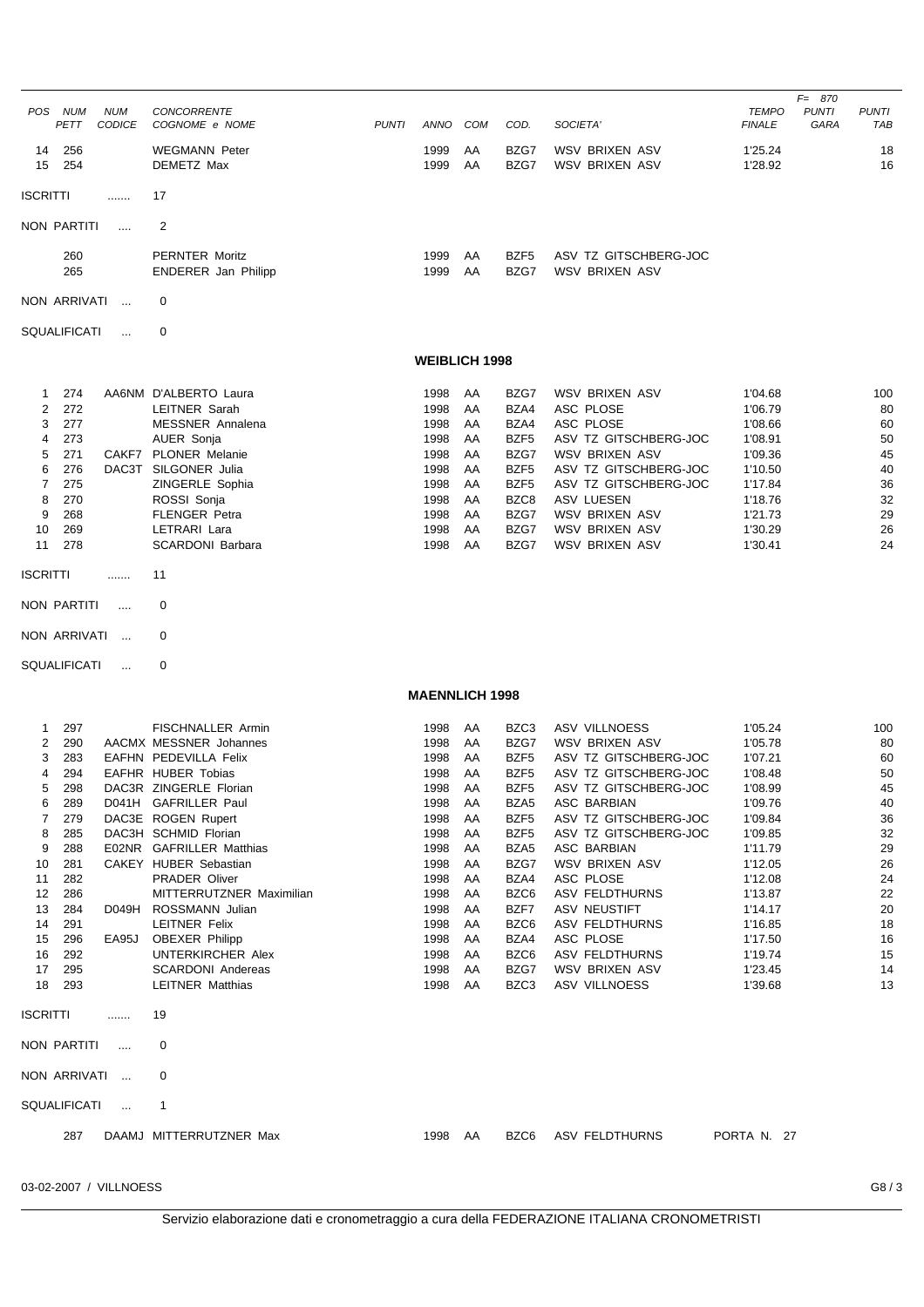| POS | NUM PETT | NUM CODICE | CONCORRENTE COGNOME e NOME | PUNTI | ANNO | COM | COD. | SOCIETA' | TEMPO FINALE | F= 870 PUNTI GARA | PUNTI TAB |
|---|---|---|---|---|---|---|---|---|---|---|---|
| 14 | 256 | | WEGMANN Peter | | 1999 | AA | BZG7 | WSV BRIXEN ASV | 1'25.24 | | 18 |
| 15 | 254 | | DEMETZ Max | | 1999 | AA | BZG7 | WSV BRIXEN ASV | 1'28.92 | | 16 |

ISCRITTI ....... 17

NON PARTITI .... 2

| NUM PETT | CONCORRENTE | ANNO | COM | COD. | SOCIETA' |
|---|---|---|---|---|---|
| 260 | PERNTER Moritz | 1999 | AA | BZF5 | ASV TZ GITSCHBERG-JOC |
| 265 | ENDERER Jan Philipp | 1999 | AA | BZG7 | WSV BRIXEN ASV |

NON ARRIVATI ... 0

SQUALIFICATI ... 0

## WEIBLICH 1998

| POS | NUM PETT | NUM CODICE | CONCORRENTE COGNOME e NOME | PUNTI | ANNO | COM | COD. | SOCIETA' | TEMPO FINALE | PUNTI GARA | PUNTI TAB |
|---|---|---|---|---|---|---|---|---|---|---|---|
| 1 | 274 | AA6NM | D'ALBERTO Laura | | 1998 | AA | BZG7 | WSV BRIXEN ASV | 1'04.68 | | 100 |
| 2 | 272 | | LEITNER Sarah | | 1998 | AA | BZA4 | ASC PLOSE | 1'06.79 | | 80 |
| 3 | 277 | | MESSNER Annalena | | 1998 | AA | BZA4 | ASC PLOSE | 1'08.66 | | 60 |
| 4 | 273 | | AUER Sonja | | 1998 | AA | BZF5 | ASV TZ GITSCHBERG-JOC | 1'08.91 | | 50 |
| 5 | 271 | CAKF7 | PLONER Melanie | | 1998 | AA | BZG7 | WSV BRIXEN ASV | 1'09.36 | | 45 |
| 6 | 276 | DAC3T | SILGONER Julia | | 1998 | AA | BZF5 | ASV TZ GITSCHBERG-JOC | 1'10.50 | | 40 |
| 7 | 275 | | ZINGERLE Sophia | | 1998 | AA | BZF5 | ASV TZ GITSCHBERG-JOC | 1'17.84 | | 36 |
| 8 | 270 | | ROSSI Sonja | | 1998 | AA | BZC8 | ASV LUESEN | 1'18.76 | | 32 |
| 9 | 268 | | FLENGER Petra | | 1998 | AA | BZG7 | WSV BRIXEN ASV | 1'21.73 | | 29 |
| 10 | 269 | | LETRARI Lara | | 1998 | AA | BZG7 | WSV BRIXEN ASV | 1'30.29 | | 26 |
| 11 | 278 | | SCARDONI Barbara | | 1998 | AA | BZG7 | WSV BRIXEN ASV | 1'30.41 | | 24 |

ISCRITTI ....... 11

NON PARTITI .... 0

NON ARRIVATI ... 0

SQUALIFICATI ... 0

## MAENNLICH 1998

| POS | NUM PETT | NUM CODICE | CONCORRENTE COGNOME e NOME | PUNTI | ANNO | COM | COD. | SOCIETA' | TEMPO FINALE | PUNTI GARA | PUNTI TAB |
|---|---|---|---|---|---|---|---|---|---|---|---|
| 1 | 297 | | FISCHNALLER Armin | | 1998 | AA | BZC3 | ASV VILLNOESS | 1'05.24 | | 100 |
| 2 | 290 | AACMX | MESSNER Johannes | | 1998 | AA | BZG7 | WSV BRIXEN ASV | 1'05.78 | | 80 |
| 3 | 283 | EAFHN | PEDEVILLA Felix | | 1998 | AA | BZF5 | ASV TZ GITSCHBERG-JOC | 1'07.21 | | 60 |
| 4 | 294 | EAFHR | HUBER Tobias | | 1998 | AA | BZF5 | ASV TZ GITSCHBERG-JOC | 1'08.48 | | 50 |
| 5 | 298 | DAC3R | ZINGERLE Florian | | 1998 | AA | BZF5 | ASV TZ GITSCHBERG-JOC | 1'08.99 | | 45 |
| 6 | 289 | D041H | GAFRILLER Paul | | 1998 | AA | BZA5 | ASC BARBIAN | 1'09.76 | | 40 |
| 7 | 279 | DAC3E | ROGEN Rupert | | 1998 | AA | BZF5 | ASV TZ GITSCHBERG-JOC | 1'09.84 | | 36 |
| 8 | 285 | DAC3H | SCHMID Florian | | 1998 | AA | BZF5 | ASV TZ GITSCHBERG-JOC | 1'09.85 | | 32 |
| 9 | 288 | E02NR | GAFRILLER Matthias | | 1998 | AA | BZA5 | ASC BARBIAN | 1'11.79 | | 29 |
| 10 | 281 | CAKEY | HUBER Sebastian | | 1998 | AA | BZG7 | WSV BRIXEN ASV | 1'12.05 | | 26 |
| 11 | 282 | | PRADER Oliver | | 1998 | AA | BZA4 | ASC PLOSE | 1'12.08 | | 24 |
| 12 | 286 | | MITTERRUTZNER Maximilian | | 1998 | AA | BZC6 | ASV FELDTHURNS | 1'13.87 | | 22 |
| 13 | 284 | D049H | ROSSMANN Julian | | 1998 | AA | BZF7 | ASV NEUSTIFT | 1'14.17 | | 20 |
| 14 | 291 | | LEITNER Felix | | 1998 | AA | BZC6 | ASV FELDTHURNS | 1'16.85 | | 18 |
| 15 | 296 | EA95J | OBEXER Philipp | | 1998 | AA | BZA4 | ASC PLOSE | 1'17.50 | | 16 |
| 16 | 292 | | UNTERKIRCHER Alex | | 1998 | AA | BZC6 | ASV FELDTHURNS | 1'19.74 | | 15 |
| 17 | 295 | | SCARDONI Andereas | | 1998 | AA | BZG7 | WSV BRIXEN ASV | 1'23.45 | | 14 |
| 18 | 293 | | LEITNER Matthias | | 1998 | AA | BZC3 | ASV VILLNOESS | 1'39.68 | | 13 |

ISCRITTI ....... 19

NON PARTITI .... 0

NON ARRIVATI ... 0

SQUALIFICATI ... 1

| NUM PETT | NUM CODICE | CONCORRENTE | ANNO | COM | COD. | SOCIETA' | |
|---|---|---|---|---|---|---|---|
| 287 | DAAMJ | MITTERRUTZNER Max | 1998 | AA | BZC6 | ASV FELDTHURNS | PORTA N. 27 |

03-02-2007 / VILLNOESS

Servizio elaborazione dati e cronometraggio a cura della FEDERAZIONE ITALIANA CRONOMETRISTI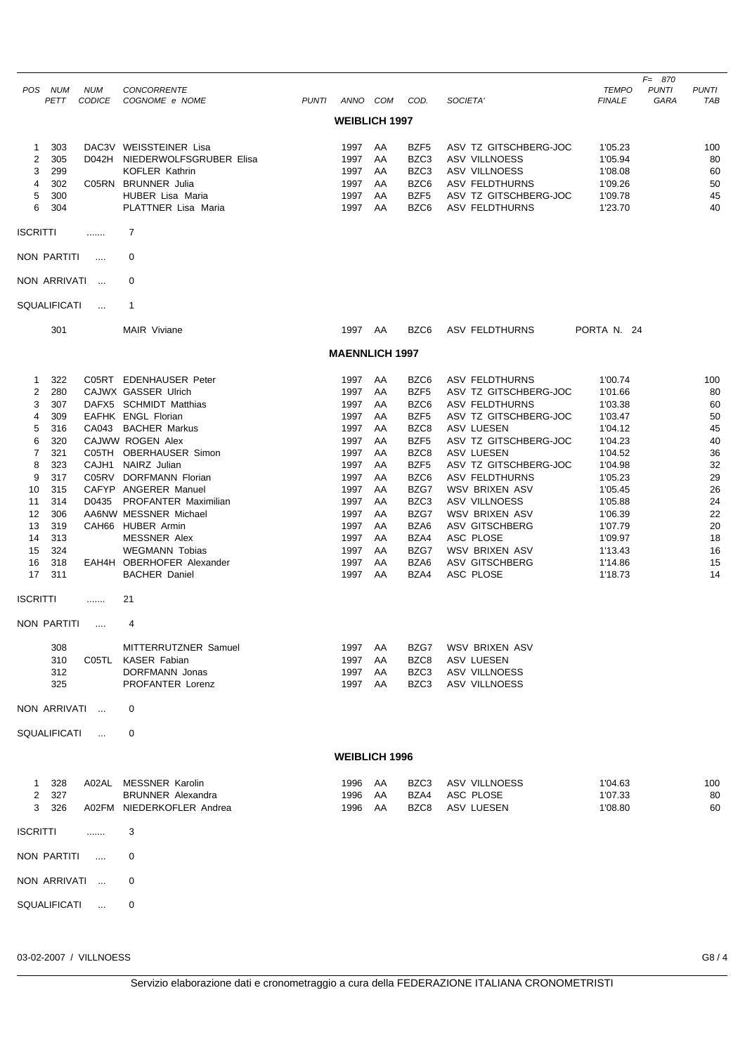| POS | NUM PETT | NUM CODICE | CONCORRENTE COGNOME e NOME | PUNTI | ANNO | COM | COD. | SOCIETA' | TEMPO FINALE | F= 870 PUNTI GARA | PUNTI TAB |
|---|---|---|---|---|---|---|---|---|---|---|---|

## WEIBLICH 1997

| POS | NUM PETT | NUM CODICE | CONCORRENTE COGNOME e NOME | PUNTI | ANNO | COM | COD. | SOCIETA' | TEMPO FINALE | PUNTI GARA | PUNTI TAB |
|---|---|---|---|---|---|---|---|---|---|---|---|
| 1 | 303 | DAC3V | WEISSTEINER Lisa | | 1997 | AA | BZF5 | ASV TZ GITSCHBERG-JOC | 1'05.23 | | 100 |
| 2 | 305 | D042H | NIEDERWOLFSGRUBER Elisa | | 1997 | AA | BZC3 | ASV VILLNOESS | 1'05.94 | | 80 |
| 3 | 299 | | KOFLER Kathrin | | 1997 | AA | BZC3 | ASV VILLNOESS | 1'08.08 | | 60 |
| 4 | 302 | C05RN | BRUNNER Julia | | 1997 | AA | BZC6 | ASV FELDTHURNS | 1'09.26 | | 50 |
| 5 | 300 | | HUBER Lisa Maria | | 1997 | AA | BZF5 | ASV TZ GITSCHBERG-JOC | 1'09.78 | | 45 |
| 6 | 304 | | PLATTNER Lisa Maria | | 1997 | AA | BZC6 | ASV FELDTHURNS | 1'23.70 | | 40 |

ISCRITTI ....... 7

NON PARTITI .... 0

NON ARRIVATI ... 0

SQUALIFICATI ... 1

| NUM PETT | CONCORRENTE | ANNO | COM | COD. | SOCIETA' | |
|---|---|---|---|---|---|---|
| 301 | MAIR Viviane | 1997 | AA | BZC6 | ASV FELDTHURNS | PORTA N. 24 |

## MAENNLICH 1997

| POS | NUM PETT | NUM CODICE | CONCORRENTE COGNOME e NOME | PUNTI | ANNO | COM | COD. | SOCIETA' | TEMPO FINALE | PUNTI GARA | PUNTI TAB |
|---|---|---|---|---|---|---|---|---|---|---|---|
| 1 | 322 | C05RT | EDENHAUSER Peter | | 1997 | AA | BZC6 | ASV FELDTHURNS | 1'00.74 | | 100 |
| 2 | 280 | CAJWX | GASSER Ulrich | | 1997 | AA | BZF5 | ASV TZ GITSCHBERG-JOC | 1'01.66 | | 80 |
| 3 | 307 | DAFX5 | SCHMIDT Matthias | | 1997 | AA | BZC6 | ASV FELDTHURNS | 1'03.38 | | 60 |
| 4 | 309 | EAFHK | ENGL Florian | | 1997 | AA | BZF5 | ASV TZ GITSCHBERG-JOC | 1'03.47 | | 50 |
| 5 | 316 | CA043 | BACHER Markus | | 1997 | AA | BZC8 | ASV LUESEN | 1'04.12 | | 45 |
| 6 | 320 | CAJWW | ROGEN Alex | | 1997 | AA | BZF5 | ASV TZ GITSCHBERG-JOC | 1'04.23 | | 40 |
| 7 | 321 | C05TH | OBERHAUSER Simon | | 1997 | AA | BZC8 | ASV LUESEN | 1'04.52 | | 36 |
| 8 | 323 | CAJH1 | NAIRZ Julian | | 1997 | AA | BZF5 | ASV TZ GITSCHBERG-JOC | 1'04.98 | | 32 |
| 9 | 317 | C05RV | DORFMANN Florian | | 1997 | AA | BZC6 | ASV FELDTHURNS | 1'05.23 | | 29 |
| 10 | 315 | CAFYP | ANGERER Manuel | | 1997 | AA | BZG7 | WSV BRIXEN ASV | 1'05.45 | | 26 |
| 11 | 314 | D0435 | PROFANTER Maximilian | | 1997 | AA | BZC3 | ASV VILLNOESS | 1'05.88 | | 24 |
| 12 | 306 | AA6NW | MESSNER Michael | | 1997 | AA | BZG7 | WSV BRIXEN ASV | 1'06.39 | | 22 |
| 13 | 319 | CAH66 | HUBER Armin | | 1997 | AA | BZA6 | ASV GITSCHBERG | 1'07.79 | | 20 |
| 14 | 313 | | MESSNER Alex | | 1997 | AA | BZA4 | ASC PLOSE | 1'09.97 | | 18 |
| 15 | 324 | | WEGMANN Tobias | | 1997 | AA | BZG7 | WSV BRIXEN ASV | 1'13.43 | | 16 |
| 16 | 318 | EAH4H | OBERHOFER Alexander | | 1997 | AA | BZA6 | ASV GITSCHBERG | 1'14.86 | | 15 |
| 17 | 311 | | BACHER Daniel | | 1997 | AA | BZA4 | ASC PLOSE | 1'18.73 | | 14 |

ISCRITTI ....... 21

NON PARTITI .... 4

| NUM PETT | NUM CODICE | CONCORRENTE | ANNO | COM | COD. | SOCIETA' |
|---|---|---|---|---|---|---|
| 308 | | MITTERRUTZNER Samuel | 1997 | AA | BZG7 | WSV BRIXEN ASV |
| 310 | C05TL | KASER Fabian | 1997 | AA | BZC8 | ASV LUESEN |
| 312 | | DORFMANN Jonas | 1997 | AA | BZC3 | ASV VILLNOESS |
| 325 | | PROFANTER Lorenz | 1997 | AA | BZC3 | ASV VILLNOESS |

NON ARRIVATI ... 0

SQUALIFICATI ... 0

## WEIBLICH 1996

| POS | NUM PETT | NUM CODICE | CONCORRENTE COGNOME e NOME | PUNTI | ANNO | COM | COD. | SOCIETA' | TEMPO FINALE | PUNTI GARA | PUNTI TAB |
|---|---|---|---|---|---|---|---|---|---|---|---|
| 1 | 328 | A02AL | MESSNER Karolin | | 1996 | AA | BZC3 | ASV VILLNOESS | 1'04.63 | | 100 |
| 2 | 327 | | BRUNNER Alexandra | | 1996 | AA | BZA4 | ASC PLOSE | 1'07.33 | | 80 |
| 3 | 326 | A02FM | NIEDERKOFLER Andrea | | 1996 | AA | BZC8 | ASV LUESEN | 1'08.80 | | 60 |

ISCRITTI ....... 3

NON PARTITI .... 0

NON ARRIVATI ... 0

SQUALIFICATI ... 0

03-02-2007 / VILLNOESS

Servizio elaborazione dati e cronometraggio a cura della FEDERAZIONE ITALIANA CRONOMETRISTI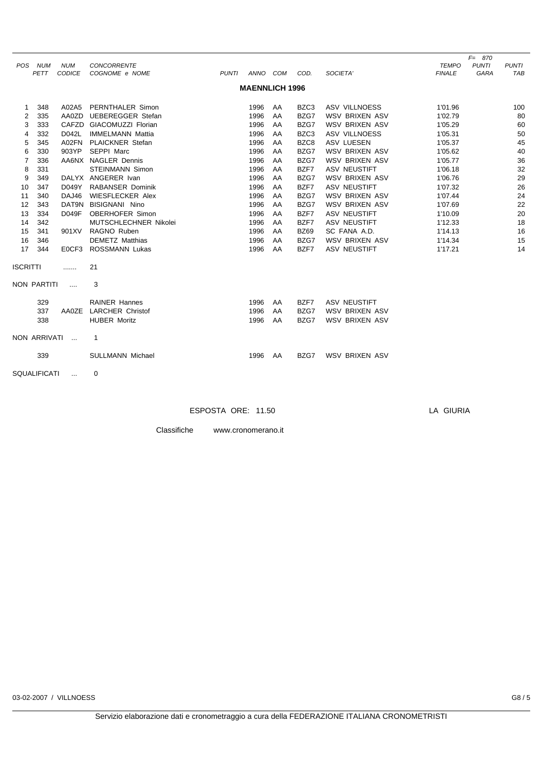| POS | NUM PETT | NUM CODICE | CONCORRENTE COGNOME e NOME | PUNTI | ANNO | COM | COD. | SOCIETA' | TEMPO FINALE | F= 870 PUNTI GARA | PUNTI TAB |
|---|---|---|---|---|---|---|---|---|---|---|---|

## MAENNLICH 1996

| POS | NUM PETT | NUM CODICE | CONCORRENTE COGNOME e NOME | PUNTI | ANNO | COM | COD. | SOCIETA' | TEMPO FINALE | F= 870 PUNTI GARA | PUNTI TAB |
|---|---|---|---|---|---|---|---|---|---|---|---|
| 1 | 348 | A02A5 | PERNTHALER Simon | | 1996 | AA | BZC3 | ASV VILLNOESS | 1'01.96 | | 100 |
| 2 | 335 | AA0ZD | UEBEREGGER Stefan | | 1996 | AA | BZG7 | WSV BRIXEN ASV | 1'02.79 | | 80 |
| 3 | 333 | CAFZD | GIACOMUZZI Florian | | 1996 | AA | BZG7 | WSV BRIXEN ASV | 1'05.29 | | 60 |
| 4 | 332 | D042L | IMMELMANN Mattia | | 1996 | AA | BZC3 | ASV VILLNOESS | 1'05.31 | | 50 |
| 5 | 345 | A02FN | PLAICKNER Stefan | | 1996 | AA | BZC8 | ASV LUESEN | 1'05.37 | | 45 |
| 6 | 330 | 903YP | SEPPI Marc | | 1996 | AA | BZG7 | WSV BRIXEN ASV | 1'05.62 | | 40 |
| 7 | 336 | AA6NX | NAGLER Dennis | | 1996 | AA | BZG7 | WSV BRIXEN ASV | 1'05.77 | | 36 |
| 8 | 331 | | STEINMANN Simon | | 1996 | AA | BZF7 | ASV NEUSTIFT | 1'06.18 | | 32 |
| 9 | 349 | DALYX | ANGERER Ivan | | 1996 | AA | BZG7 | WSV BRIXEN ASV | 1'06.76 | | 29 |
| 10 | 347 | D049Y | RABANSER Dominik | | 1996 | AA | BZF7 | ASV NEUSTIFT | 1'07.32 | | 26 |
| 11 | 340 | DAJ46 | WIESFLECKER Alex | | 1996 | AA | BZG7 | WSV BRIXEN ASV | 1'07.44 | | 24 |
| 12 | 343 | DAT9N | BISIGNANI Nino | | 1996 | AA | BZG7 | WSV BRIXEN ASV | 1'07.69 | | 22 |
| 13 | 334 | D049F | OBERHOFER Simon | | 1996 | AA | BZF7 | ASV NEUSTIFT | 1'10.09 | | 20 |
| 14 | 342 | | MUTSCHLECHNER Nikolei | | 1996 | AA | BZF7 | ASV NEUSTIFT | 1'12.33 | | 18 |
| 15 | 341 | 901XV | RAGNO Ruben | | 1996 | AA | BZ69 | SC FANA A.D. | 1'14.13 | | 16 |
| 16 | 346 | | DEMETZ Matthias | | 1996 | AA | BZG7 | WSV BRIXEN ASV | 1'14.34 | | 15 |
| 17 | 344 | E0CF3 | ROSSMANN Lukas | | 1996 | AA | BZF7 | ASV NEUSTIFT | 1'17.21 | | 14 |

ISCRITTI ....... 21

NON PARTITI .... 3

| NUM PETT | NUM CODICE | COGNOME e NOME | ANNO | COM | COD. | SOCIETA' |
|---|---|---|---|---|---|---|
| 329 | | RAINER Hannes | 1996 | AA | BZF7 | ASV NEUSTIFT |
| 337 | AA0ZE | LARCHER Christof | 1996 | AA | BZG7 | WSV BRIXEN ASV |
| 338 | | HUBER Moritz | 1996 | AA | BZG7 | WSV BRIXEN ASV |

NON ARRIVATI ... 1

| NUM PETT | NUM CODICE | COGNOME e NOME | ANNO | COM | COD. | SOCIETA' |
|---|---|---|---|---|---|---|
| 339 | | SULLMANN Michael | 1996 | AA | BZG7 | WSV BRIXEN ASV |

SQUALIFICATI ... 0

ESPOSTA ORE: 11.50

LA GIURIA

Classifiche www.cronomerano.it

03-02-2007 / VILLNOESS

Servizio elaborazione dati e cronometraggio a cura della FEDERAZIONE ITALIANA CRONOMETRISTI